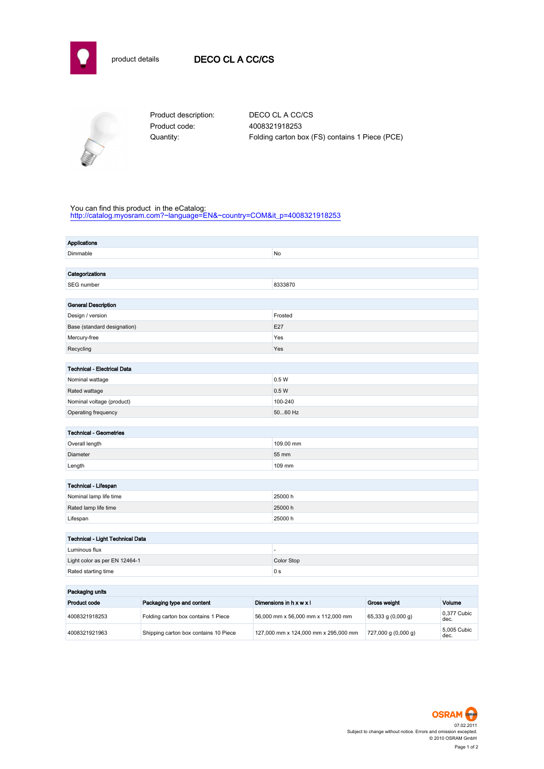product details

# DECO CL A CC/CS

Product description: DECO CL A CC/CS
Product code: 4008321918253
Quantity: Folding carton box (FS) contains 1 Piece (PCE)

You can find this product in the eCatalog:
http://catalog.myosram.com?~language=EN&~country=COM&it_p=4008321918253

| Applications | |
|---|---|
| Dimmable | No |

| Categorizations | |
|---|---|
| SEG number | 8333870 |

| General Description | |
|---|---|
| Design / version | Frosted |
| Base (standard designation) | E27 |
| Mercury-free | Yes |
| Recycling | Yes |

| Technical - Electrical Data | |
|---|---|
| Nominal wattage | 0.5 W |
| Rated wattage | 0.5 W |
| Nominal voltage (product) | 100-240 |
| Operating frequency | 50...60 Hz |

| Technical - Geometries | |
|---|---|
| Overall length | 109.00 mm |
| Diameter | 55 mm |
| Length | 109 mm |

| Technical - Lifespan | |
|---|---|
| Nominal lamp life time | 25000 h |
| Rated lamp life time | 25000 h |
| Lifespan | 25000 h |

| Technical - Light Technical Data | |
|---|---|
| Luminous flux | - |
| Light color as per EN 12464-1 | Color Stop |
| Rated starting time | 0 s |

**Packaging units**

| Product code | Packaging type and content | Dimensions in h x w x l | Gross weight | Volume |
|---|---|---|---|---|
| 4008321918253 | Folding carton box contains 1 Piece | 56,000 mm x 56,000 mm x 112,000 mm | 65,333 g (0,000 g) | 0,377 Cubic dec. |
| 4008321921963 | Shipping carton box contains 10 Piece | 127,000 mm x 124,000 mm x 295,000 mm | 727,000 g (0,000 g) | 5,005 Cubic dec. |

OSRAM
07.02.2011
Subject to change without notice. Errors and omission excepted.
© 2010 OSRAM GmbH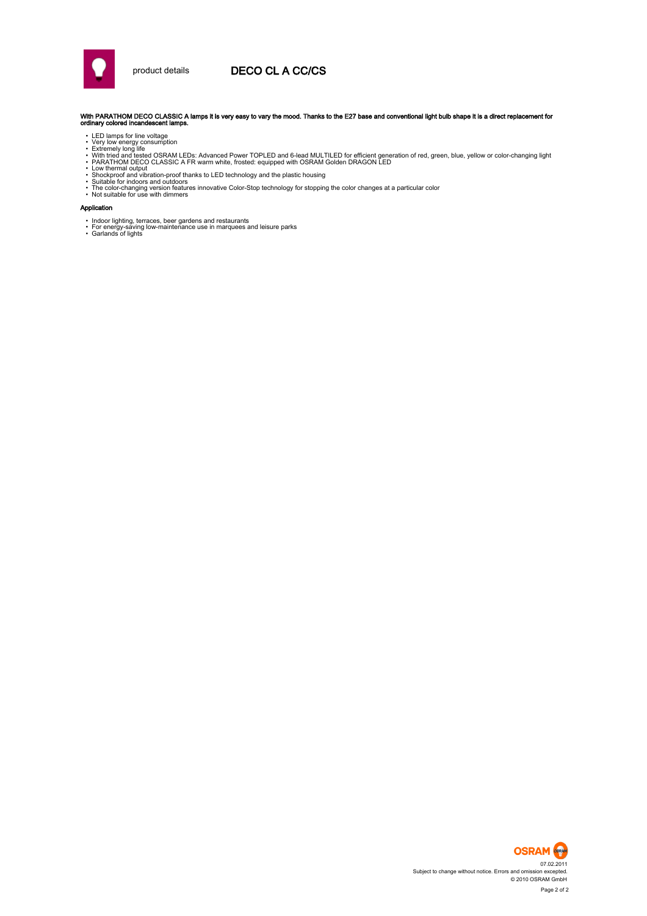product details

# DECO CL A CC/CS

**With PARATHOM DECO CLASSIC A lamps it is very easy to vary the mood. Thanks to the E27 base and conventional light bulb shape it is a direct replacement for ordinary colored incandescent lamps.**

- LED lamps for line voltage
- Very low energy consumption
- Extremely long life
- With tried and tested OSRAM LEDs: Advanced Power TOPLED and 6-lead MULTILED for efficient generation of red, green, blue, yellow or color-changing light
- PARATHOM DECO CLASSIC A FR warm white, frosted: equipped with OSRAM Golden DRAGON LED
- Low thermal output
- Shockproof and vibration-proof thanks to LED technology and the plastic housing
- Suitable for indoors and outdoors
- The color-changing version features innovative Color-Stop technology for stopping the color changes at a particular color
- Not suitable for use with dimmers

**Application**

- Indoor lighting, terraces, beer gardens and restaurants
- For energy-saving low-maintenance use in marquees and leisure parks
- Garlands of lights

07.02.2011
Subject to change without notice. Errors and omission excepted.
© 2010 OSRAM GmbH